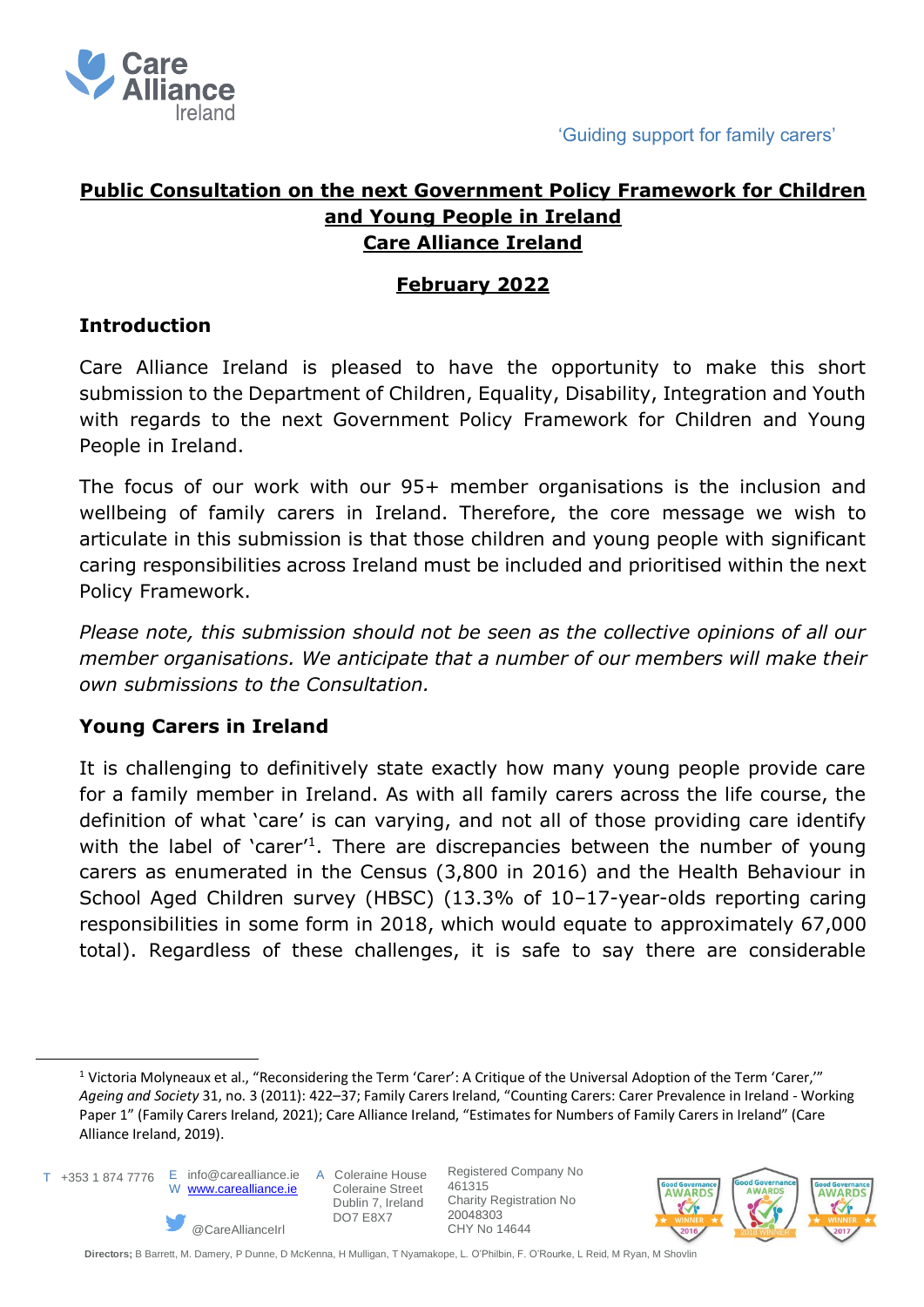'Guiding support for family carers'

# Public Consultation on the next Government Policy Framework for Children and Young People in Ireland

## Care Alliance Ireland

## February 2022

### Introduction

Care Alliance Ireland is pleased to have the opportunity to make this short submission to the Department of Children, Equality, Disability, Integration and Youth with regards to the next Government Policy Framework for Children and Young People in Ireland.

The focus of our work with our 95+ member organisations is the inclusion and wellbeing of family carers in Ireland. Therefore, the core message we wish to articulate in this submission is that those children and young people with significant caring responsibilities across Ireland must be included and prioritised within the next Policy Framework.

*Please note, this submission should not be seen as the collective opinions of all our member organisations. We anticipate that a number of our members will make their own submissions to the Consultation.*

### Young Carers in Ireland

It is challenging to definitively state exactly how many young people provide care for a family member in Ireland. As with all family carers across the life course, the definition of what 'care' is can varying, and not all of those providing care identify with the label of 'carer'[1]. There are discrepancies between the number of young carers as enumerated in the Census (3,800 in 2016) and the Health Behaviour in School Aged Children survey (HBSC) (13.3% of 10–17-year-olds reporting caring responsibilities in some form in 2018, which would equate to approximately 67,000 total). Regardless of these challenges, it is safe to say there are considerable

[1] Victoria Molyneaux et al., "Reconsidering the Term 'Carer': A Critique of the Universal Adoption of the Term 'Carer,'" *Ageing and Society* 31, no. 3 (2011): 422–37; Family Carers Ireland, "Counting Carers: Carer Prevalence in Ireland - Working Paper 1" (Family Carers Ireland, 2021); Care Alliance Ireland, "Estimates for Numbers of Family Carers in Ireland" (Care Alliance Ireland, 2019).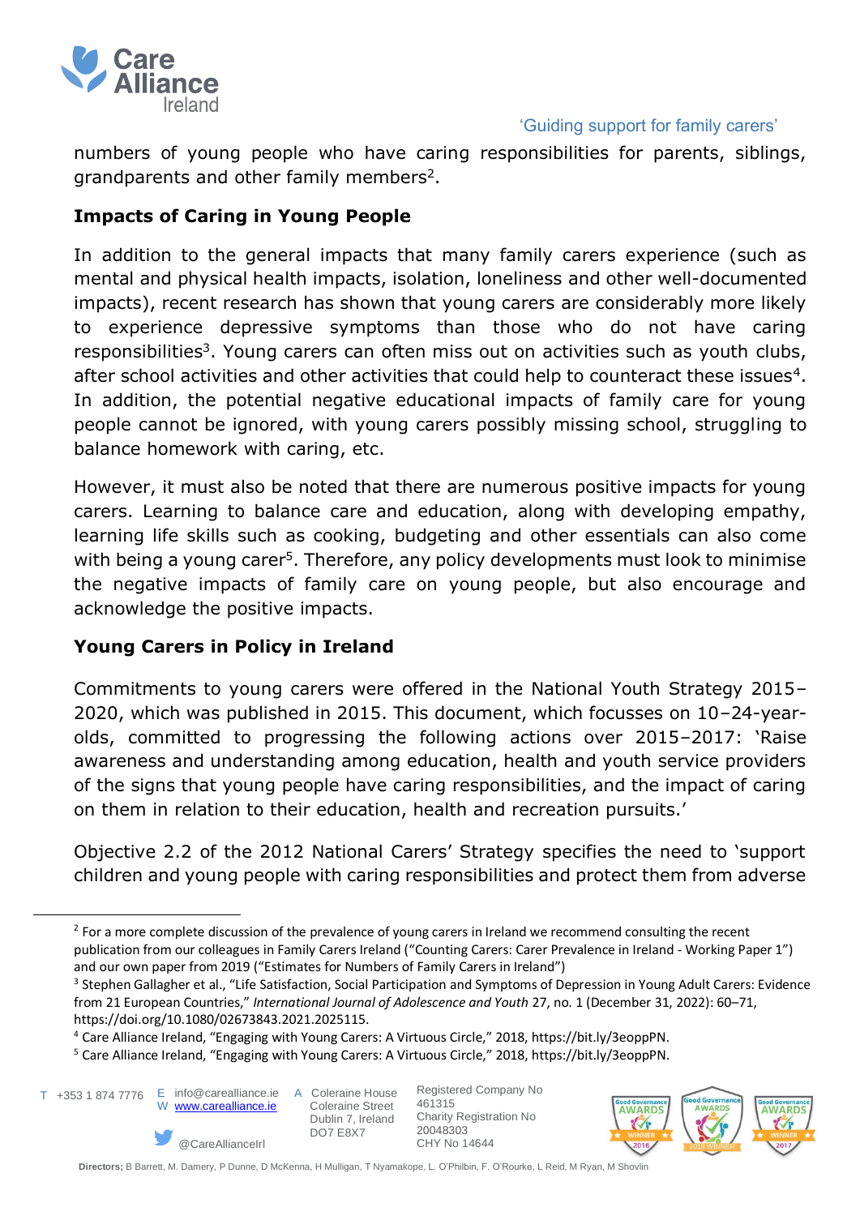numbers of young people who have caring responsibilities for parents, siblings, grandparents and other family members[2].

## Impacts of Caring in Young People

In addition to the general impacts that many family carers experience (such as mental and physical health impacts, isolation, loneliness and other well-documented impacts), recent research has shown that young carers are considerably more likely to experience depressive symptoms than those who do not have caring responsibilities[3]. Young carers can often miss out on activities such as youth clubs, after school activities and other activities that could help to counteract these issues[4]. In addition, the potential negative educational impacts of family care for young people cannot be ignored, with young carers possibly missing school, struggling to balance homework with caring, etc.

However, it must also be noted that there are numerous positive impacts for young carers. Learning to balance care and education, along with developing empathy, learning life skills such as cooking, budgeting and other essentials can also come with being a young carer[5]. Therefore, any policy developments must look to minimise the negative impacts of family care on young people, but also encourage and acknowledge the positive impacts.

## Young Carers in Policy in Ireland

Commitments to young carers were offered in the National Youth Strategy 2015–2020, which was published in 2015. This document, which focusses on 10–24-year-olds, committed to progressing the following actions over 2015–2017: 'Raise awareness and understanding among education, health and youth service providers of the signs that young people have caring responsibilities, and the impact of caring on them in relation to their education, health and recreation pursuits.'

Objective 2.2 of the 2012 National Carers' Strategy specifies the need to 'support children and young people with caring responsibilities and protect them from adverse

---

[2] For a more complete discussion of the prevalence of young carers in Ireland we recommend consulting the recent publication from our colleagues in Family Carers Ireland ("Counting Carers: Carer Prevalence in Ireland - Working Paper 1") and our own paper from 2019 ("Estimates for Numbers of Family Carers in Ireland")

[3] Stephen Gallagher et al., "Life Satisfaction, Social Participation and Symptoms of Depression in Young Adult Carers: Evidence from 21 European Countries," *International Journal of Adolescence and Youth* 27, no. 1 (December 31, 2022): 60–71, https://doi.org/10.1080/02673843.2021.2025115.

[4] Care Alliance Ireland, "Engaging with Young Carers: A Virtuous Circle," 2018, https://bit.ly/3eoppPN.

[5] Care Alliance Ireland, "Engaging with Young Carers: A Virtuous Circle," 2018, https://bit.ly/3eoppPN.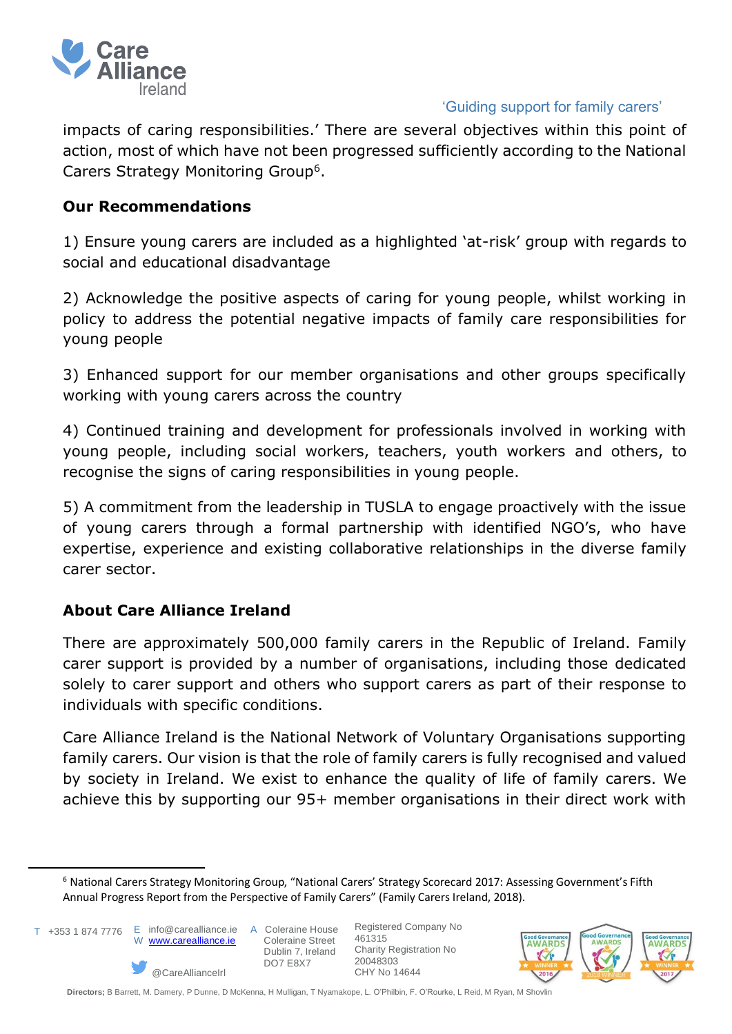impacts of caring responsibilities.' There are several objectives within this point of action, most of which have not been progressed sufficiently according to the National Carers Strategy Monitoring Group[6].

**Our Recommendations**

1) Ensure young carers are included as a highlighted 'at-risk' group with regards to social and educational disadvantage

2) Acknowledge the positive aspects of caring for young people, whilst working in policy to address the potential negative impacts of family care responsibilities for young people

3) Enhanced support for our member organisations and other groups specifically working with young carers across the country

4) Continued training and development for professionals involved in working with young people, including social workers, teachers, youth workers and others, to recognise the signs of caring responsibilities in young people.

5) A commitment from the leadership in TUSLA to engage proactively with the issue of young carers through a formal partnership with identified NGO's, who have expertise, experience and existing collaborative relationships in the diverse family carer sector.

**About Care Alliance Ireland**

There are approximately 500,000 family carers in the Republic of Ireland. Family carer support is provided by a number of organisations, including those dedicated solely to carer support and others who support carers as part of their response to individuals with specific conditions.

Care Alliance Ireland is the National Network of Voluntary Organisations supporting family carers. Our vision is that the role of family carers is fully recognised and valued by society in Ireland. We exist to enhance the quality of life of family carers. We achieve this by supporting our 95+ member organisations in their direct work with

[6] National Carers Strategy Monitoring Group, "National Carers' Strategy Scorecard 2017: Assessing Government's Fifth Annual Progress Report from the Perspective of Family Carers" (Family Carers Ireland, 2018).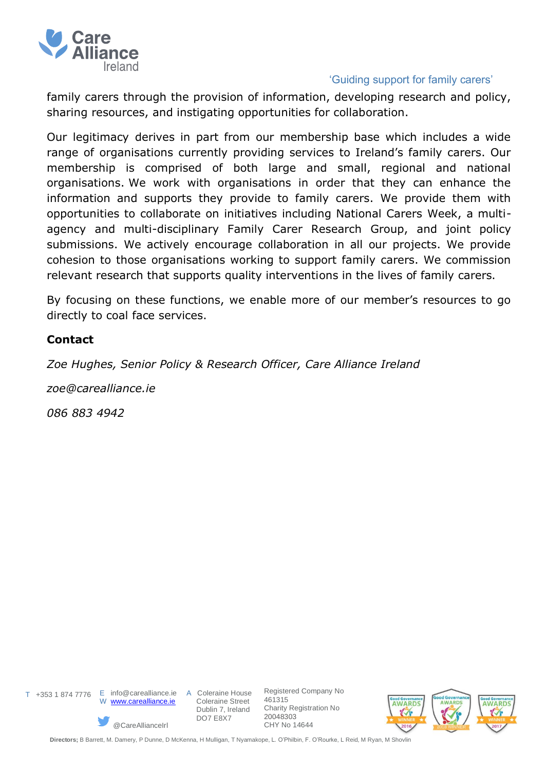family carers through the provision of information, developing research and policy, sharing resources, and instigating opportunities for collaboration.

Our legitimacy derives in part from our membership base which includes a wide range of organisations currently providing services to Ireland's family carers. Our membership is comprised of both large and small, regional and national organisations. We work with organisations in order that they can enhance the information and supports they provide to family carers. We provide them with opportunities to collaborate on initiatives including National Carers Week, a multi-agency and multi-disciplinary Family Carer Research Group, and joint policy submissions. We actively encourage collaboration in all our projects. We provide cohesion to those organisations working to support family carers. We commission relevant research that supports quality interventions in the lives of family carers.

By focusing on these functions, we enable more of our member's resources to go directly to coal face services.

**Contact**

*Zoe Hughes, Senior Policy & Research Officer, Care Alliance Ireland*

*zoe@carealliance.ie*

*086 883 4942*